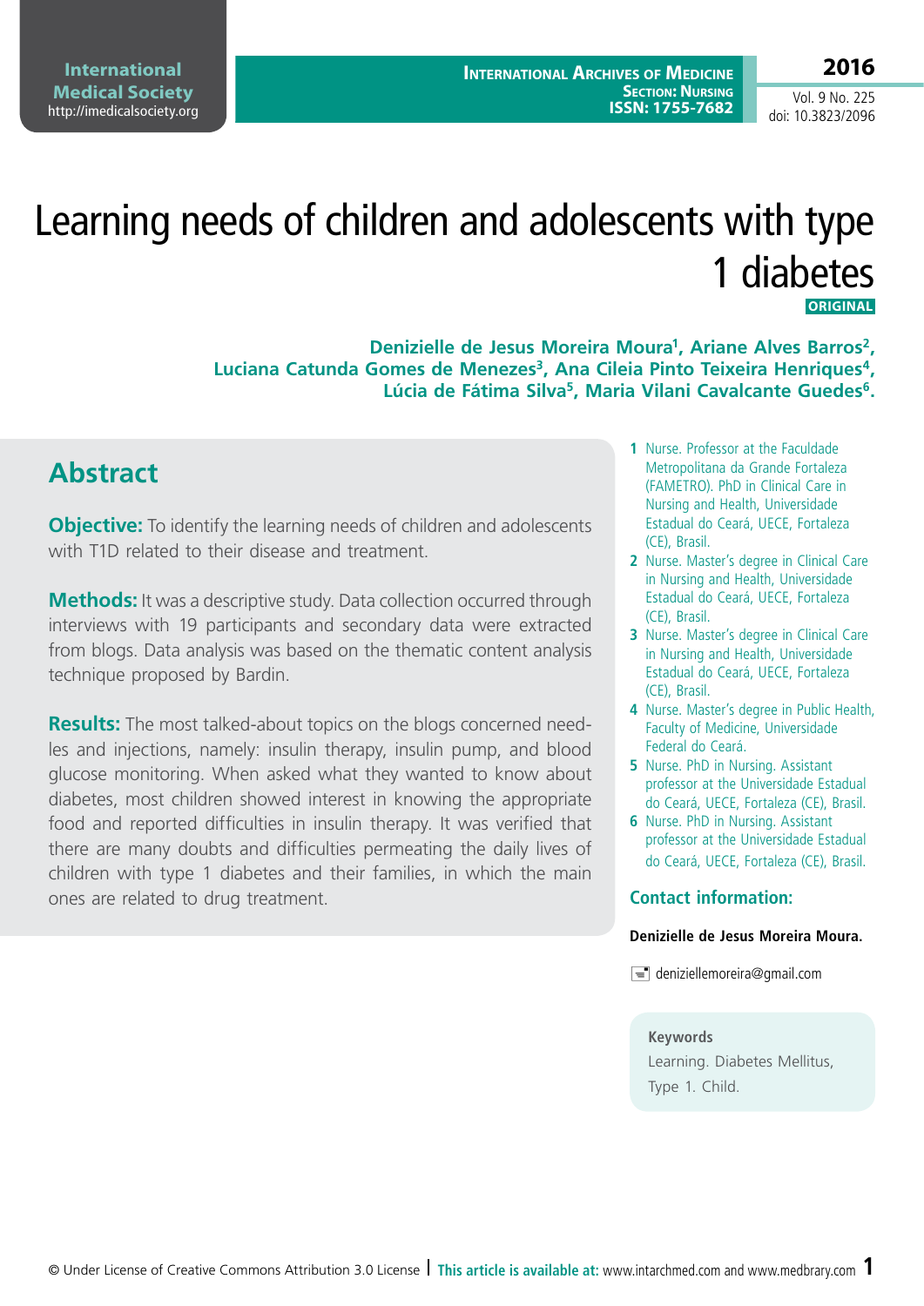# Learning needs of children and adolescents with type 1 diabetes

**ORIGINAL**

**Denizielle de Jesus Moreira Moura[1], Ariane Alves Barros[2], Luciana Catunda Gomes de Menezes[3], Ana Cileia Pinto Teixeira Henriques[4], Lúcia de Fátima Silva[5], Maria Vilani Cavalcante Guedes[6].**

1 Nurse. Professor at the Faculdade Metropolitana da Grande Fortaleza (FAMETRO). PhD in Clinical Care in Nursing and Health, Universidade Estadual do Ceará, UECE, Fortaleza (CE), Brasil.

2 Nurse. Master's degree in Clinical Care in Nursing and Health, Universidade Estadual do Ceará, UECE, Fortaleza (CE), Brasil.

3 Nurse. Master's degree in Clinical Care in Nursing and Health, Universidade Estadual do Ceará, UECE, Fortaleza (CE), Brasil.

4 Nurse. Master's degree in Public Health, Faculty of Medicine, Universidade Federal do Ceará.

5 Nurse. PhD in Nursing. Assistant professor at the Universidade Estadual do Ceará, UECE, Fortaleza (CE), Brasil.

6 Nurse. PhD in Nursing. Assistant professor at the Universidade Estadual do Ceará, UECE, Fortaleza (CE), Brasil.

## Abstract

**Objective:** To identify the learning needs of children and adolescents with T1D related to their disease and treatment.

**Methods:** It was a descriptive study. Data collection occurred through interviews with 19 participants and secondary data were extracted from blogs. Data analysis was based on the thematic content analysis technique proposed by Bardin.

**Results:** The most talked-about topics on the blogs concerned needles and injections, namely: insulin therapy, insulin pump, and blood glucose monitoring. When asked what they wanted to know about diabetes, most children showed interest in knowing the appropriate food and reported difficulties in insulin therapy. It was verified that there are many doubts and difficulties permeating the daily lives of children with type 1 diabetes and their families, in which the main ones are related to drug treatment.

### Contact information:

**Denizielle de Jesus Moreira Moura.**

deniziellemoreira@gmail.com

**Keywords**

Learning. Diabetes Mellitus, Type 1. Child.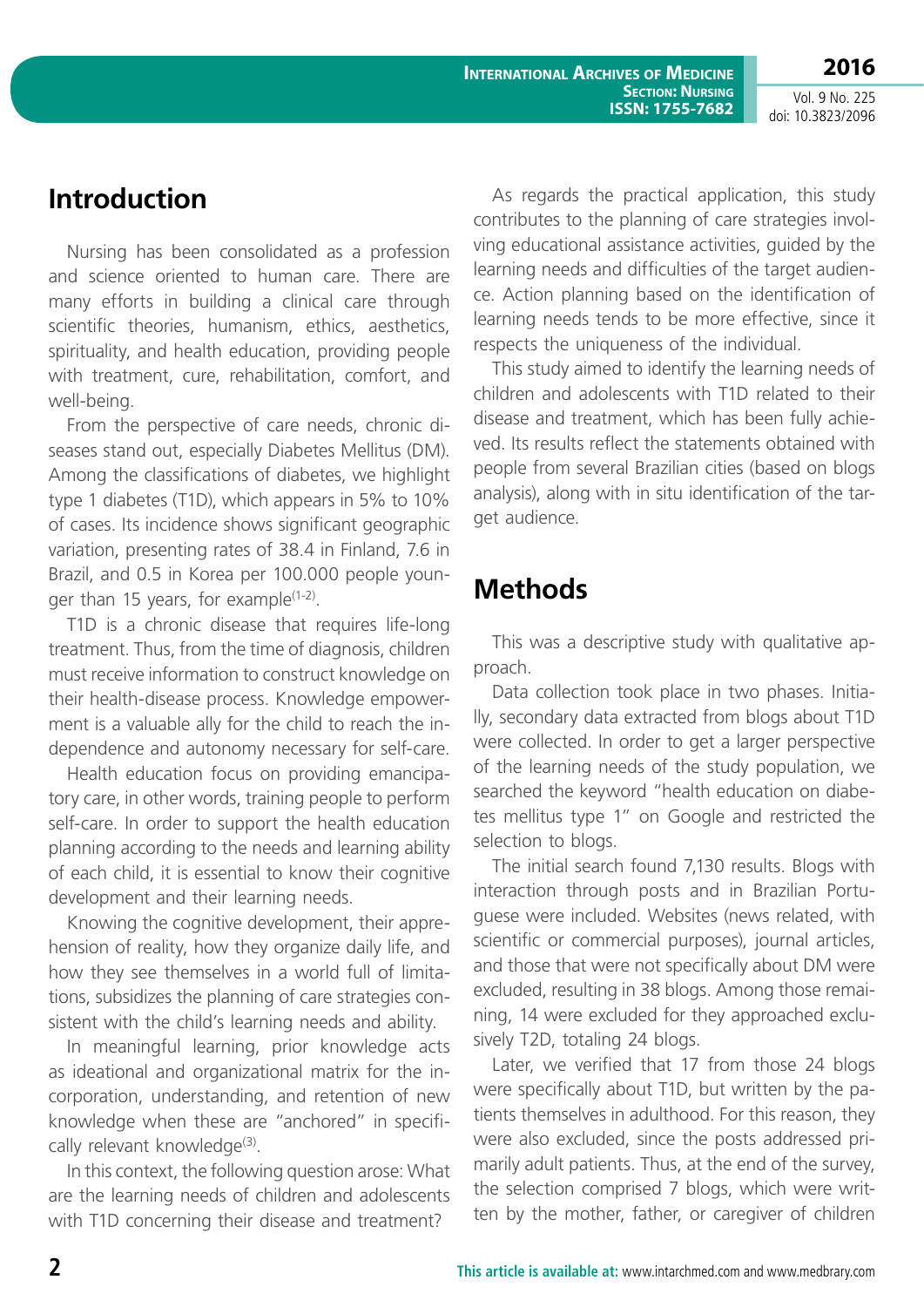## Introduction

Nursing has been consolidated as a profession and science oriented to human care. There are many efforts in building a clinical care through scientific theories, humanism, ethics, aesthetics, spirituality, and health education, providing people with treatment, cure, rehabilitation, comfort, and well-being.

From the perspective of care needs, chronic diseases stand out, especially Diabetes Mellitus (DM). Among the classifications of diabetes, we highlight type 1 diabetes (T1D), which appears in 5% to 10% of cases. Its incidence shows significant geographic variation, presenting rates of 38.4 in Finland, 7.6 in Brazil, and 0.5 in Korea per 100.000 people younger than 15 years, for example[1-2].

T1D is a chronic disease that requires life-long treatment. Thus, from the time of diagnosis, children must receive information to construct knowledge on their health-disease process. Knowledge empowerment is a valuable ally for the child to reach the independence and autonomy necessary for self-care.

Health education focus on providing emancipatory care, in other words, training people to perform self-care. In order to support the health education planning according to the needs and learning ability of each child, it is essential to know their cognitive development and their learning needs.

Knowing the cognitive development, their apprehension of reality, how they organize daily life, and how they see themselves in a world full of limitations, subsidizes the planning of care strategies consistent with the child's learning needs and ability.

In meaningful learning, prior knowledge acts as ideational and organizational matrix for the incorporation, understanding, and retention of new knowledge when these are "anchored" in specifically relevant knowledge[3].

In this context, the following question arose: What are the learning needs of children and adolescents with T1D concerning their disease and treatment?

As regards the practical application, this study contributes to the planning of care strategies involving educational assistance activities, guided by the learning needs and difficulties of the target audience. Action planning based on the identification of learning needs tends to be more effective, since it respects the uniqueness of the individual.

This study aimed to identify the learning needs of children and adolescents with T1D related to their disease and treatment, which has been fully achieved. Its results reflect the statements obtained with people from several Brazilian cities (based on blogs analysis), along with in situ identification of the target audience.

## Methods

This was a descriptive study with qualitative approach.

Data collection took place in two phases. Initially, secondary data extracted from blogs about T1D were collected. In order to get a larger perspective of the learning needs of the study population, we searched the keyword "health education on diabetes mellitus type 1" on Google and restricted the selection to blogs.

The initial search found 7,130 results. Blogs with interaction through posts and in Brazilian Portuguese were included. Websites (news related, with scientific or commercial purposes), journal articles, and those that were not specifically about DM were excluded, resulting in 38 blogs. Among those remaining, 14 were excluded for they approached exclusively T2D, totaling 24 blogs.

Later, we verified that 17 from those 24 blogs were specifically about T1D, but written by the patients themselves in adulthood. For this reason, they were also excluded, since the posts addressed primarily adult patients. Thus, at the end of the survey, the selection comprised 7 blogs, which were written by the mother, father, or caregiver of children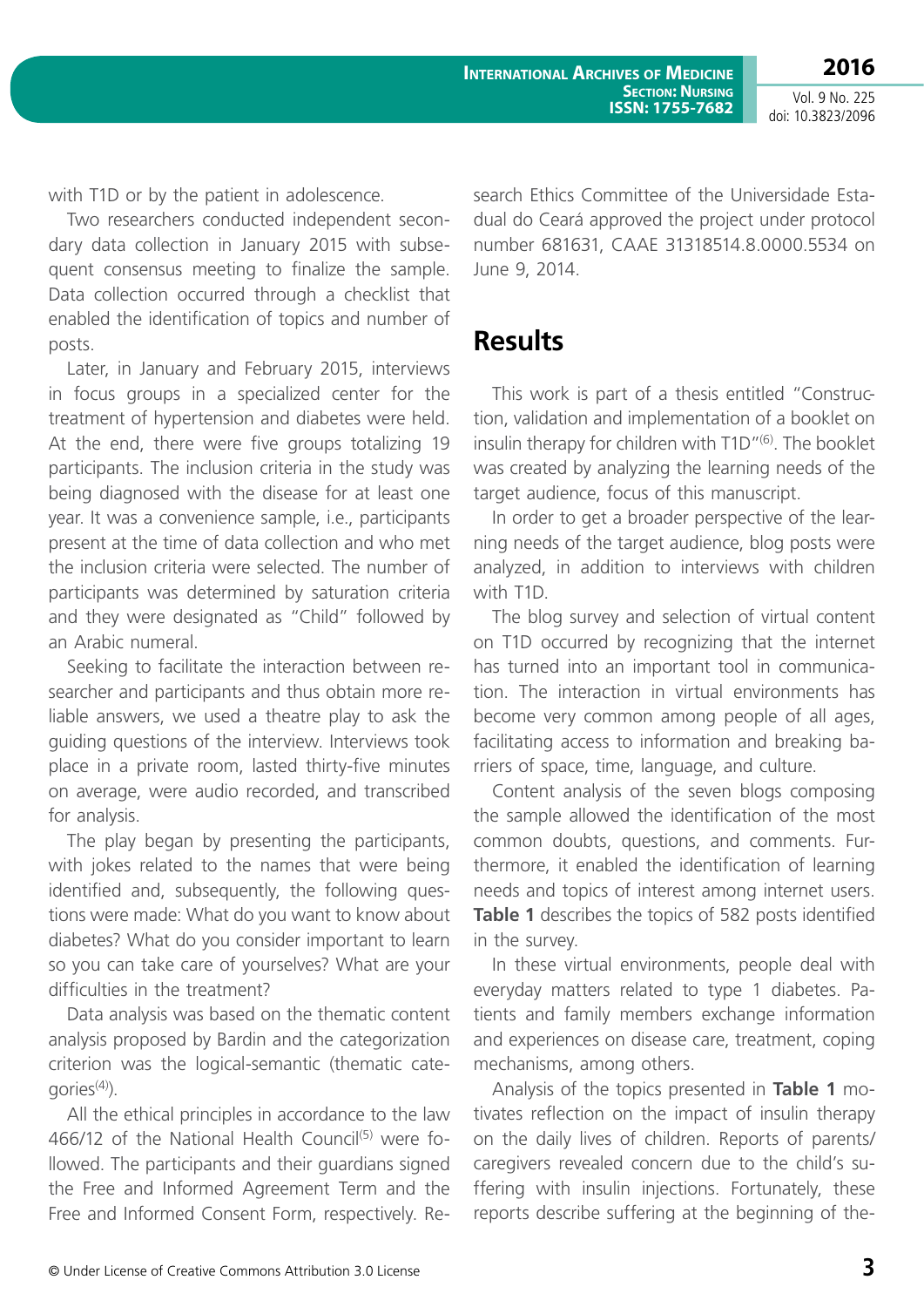with T1D or by the patient in adolescence.

Two researchers conducted independent secondary data collection in January 2015 with subsequent consensus meeting to finalize the sample. Data collection occurred through a checklist that enabled the identification of topics and number of posts.

Later, in January and February 2015, interviews in focus groups in a specialized center for the treatment of hypertension and diabetes were held. At the end, there were five groups totalizing 19 participants. The inclusion criteria in the study was being diagnosed with the disease for at least one year. It was a convenience sample, i.e., participants present at the time of data collection and who met the inclusion criteria were selected. The number of participants was determined by saturation criteria and they were designated as "Child" followed by an Arabic numeral.

Seeking to facilitate the interaction between researcher and participants and thus obtain more reliable answers, we used a theatre play to ask the guiding questions of the interview. Interviews took place in a private room, lasted thirty-five minutes on average, were audio recorded, and transcribed for analysis.

The play began by presenting the participants, with jokes related to the names that were being identified and, subsequently, the following questions were made: What do you want to know about diabetes? What do you consider important to learn so you can take care of yourselves? What are your difficulties in the treatment?

Data analysis was based on the thematic content analysis proposed by Bardin and the categorization criterion was the logical-semantic (thematic categories[4]).

All the ethical principles in accordance to the law 466/12 of the National Health Council[5] were followed. The participants and their guardians signed the Free and Informed Agreement Term and the Free and Informed Consent Form, respectively. Research Ethics Committee of the Universidade Estadual do Ceará approved the project under protocol number 681631, CAAE 31318514.8.0000.5534 on June 9, 2014.

## Results

This work is part of a thesis entitled "Construction, validation and implementation of a booklet on insulin therapy for children with T1D"[6]. The booklet was created by analyzing the learning needs of the target audience, focus of this manuscript.

In order to get a broader perspective of the learning needs of the target audience, blog posts were analyzed, in addition to interviews with children with T1D.

The blog survey and selection of virtual content on T1D occurred by recognizing that the internet has turned into an important tool in communication. The interaction in virtual environments has become very common among people of all ages, facilitating access to information and breaking barriers of space, time, language, and culture.

Content analysis of the seven blogs composing the sample allowed the identification of the most common doubts, questions, and comments. Furthermore, it enabled the identification of learning needs and topics of interest among internet users. **Table 1** describes the topics of 582 posts identified in the survey.

In these virtual environments, people deal with everyday matters related to type 1 diabetes. Patients and family members exchange information and experiences on disease care, treatment, coping mechanisms, among others.

Analysis of the topics presented in **Table 1** motivates reflection on the impact of insulin therapy on the daily lives of children. Reports of parents/caregivers revealed concern due to the child's suffering with insulin injections. Fortunately, these reports describe suffering at the beginning of the-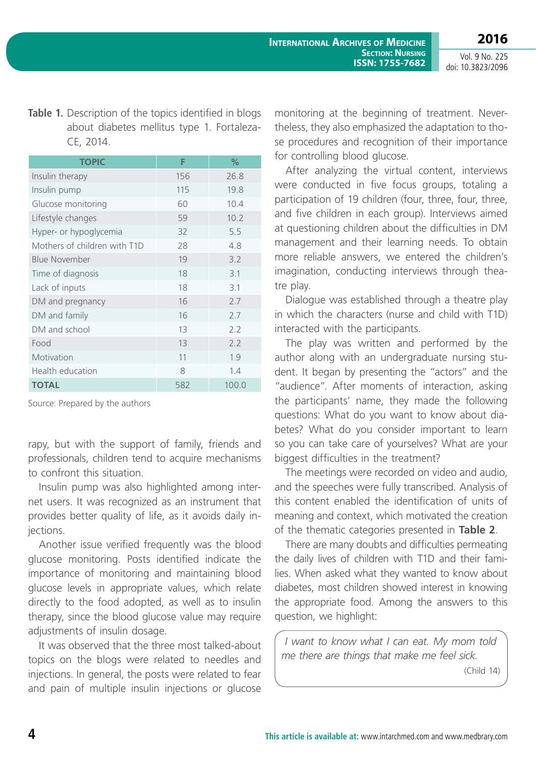**Table 1.** Description of the topics identified in blogs about diabetes mellitus type 1. Fortaleza-CE, 2014.

| TOPIC | F | % |
|---|---|---|
| Insulin therapy | 156 | 26.8 |
| Insulin pump | 115 | 19.8 |
| Glucose monitoring | 60 | 10.4 |
| Lifestyle changes | 59 | 10.2 |
| Hyper- or hypoglycemia | 32 | 5.5 |
| Mothers of children with T1D | 28 | 4.8 |
| Blue November | 19 | 3.2 |
| Time of diagnosis | 18 | 3.1 |
| Lack of inputs | 18 | 3.1 |
| DM and pregnancy | 16 | 2.7 |
| DM and family | 16 | 2.7 |
| DM and school | 13 | 2.2 |
| Food | 13 | 2.2 |
| Motivation | 11 | 1.9 |
| Health education | 8 | 1.4 |
| **TOTAL** | 582 | 100.0 |

Source: Prepared by the authors

rapy, but with the support of family, friends and professionals, children tend to acquire mechanisms to confront this situation.

Insulin pump was also highlighted among internet users. It was recognized as an instrument that provides better quality of life, as it avoids daily injections.

Another issue verified frequently was the blood glucose monitoring. Posts identified indicate the importance of monitoring and maintaining blood glucose levels in appropriate values, which relate directly to the food adopted, as well as to insulin therapy, since the blood glucose value may require adjustments of insulin dosage.

It was observed that the three most talked-about topics on the blogs were related to needles and injections. In general, the posts were related to fear and pain of multiple insulin injections or glucose monitoring at the beginning of treatment. Nevertheless, they also emphasized the adaptation to those procedures and recognition of their importance for controlling blood glucose.

After analyzing the virtual content, interviews were conducted in five focus groups, totaling a participation of 19 children (four, three, four, three, and five children in each group). Interviews aimed at questioning children about the difficulties in DM management and their learning needs. To obtain more reliable answers, we entered the children's imagination, conducting interviews through theatre play.

Dialogue was established through a theatre play in which the characters (nurse and child with T1D) interacted with the participants.

The play was written and performed by the author along with an undergraduate nursing student. It began by presenting the "actors" and the "audience". After moments of interaction, asking the participants' name, they made the following questions: What do you want to know about diabetes? What do you consider important to learn so you can take care of yourselves? What are your biggest difficulties in the treatment?

The meetings were recorded on video and audio, and the speeches were fully transcribed. Analysis of this content enabled the identification of units of meaning and context, which motivated the creation of the thematic categories presented in **Table 2**.

There are many doubts and difficulties permeating the daily lives of children with T1D and their families. When asked what they wanted to know about diabetes, most children showed interest in knowing the appropriate food. Among the answers to this question, we highlight:

> *I want to know what I can eat. My mom told me there are things that make me feel sick.*
>
> (Child 14)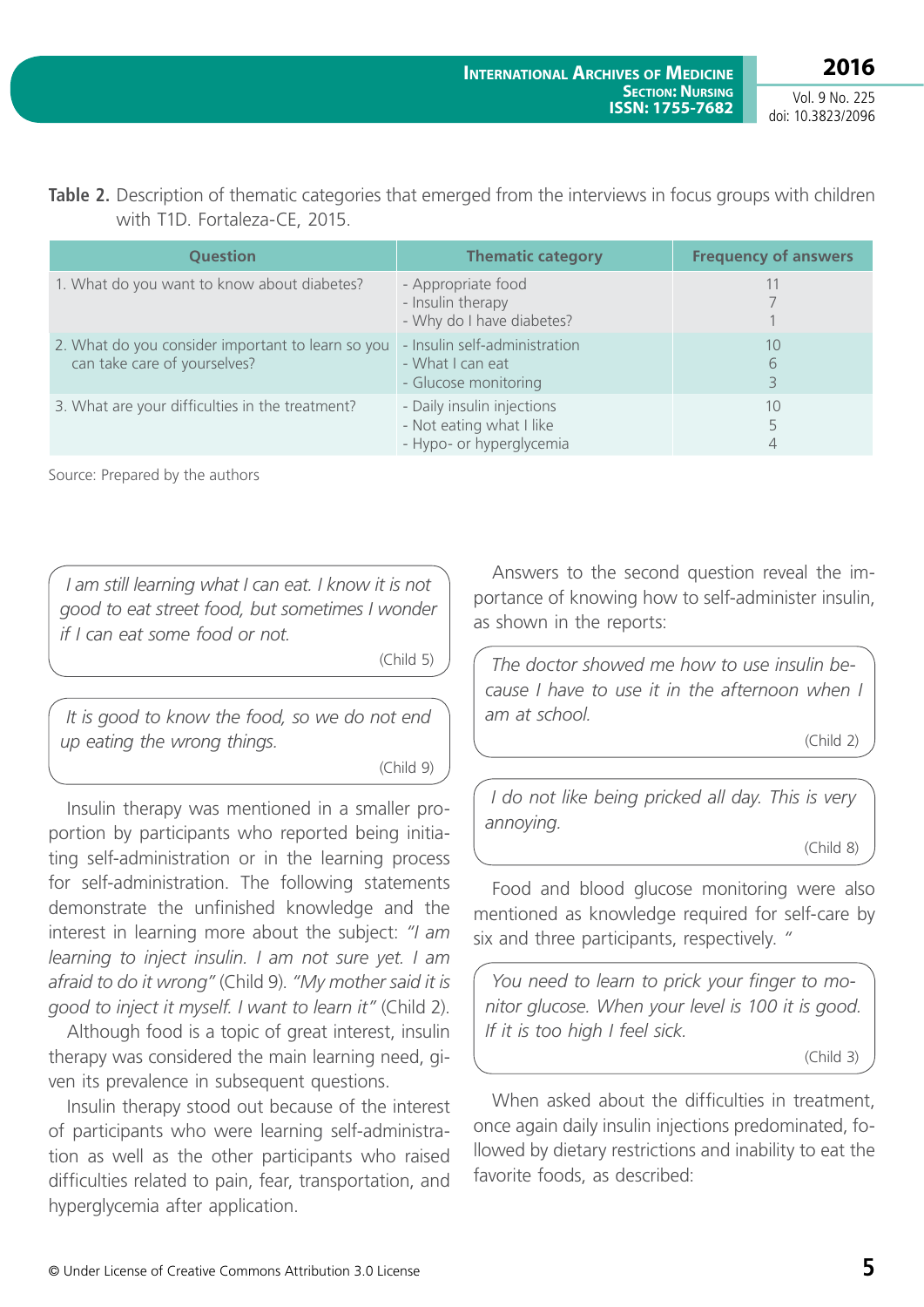**Table 2.** Description of thematic categories that emerged from the interviews in focus groups with children with T1D. Fortaleza-CE, 2015.

| Question | Thematic category | Frequency of answers |
|---|---|---|
| 1. What do you want to know about diabetes? | - Appropriate food<br>- Insulin therapy<br>- Why do I have diabetes? | 11<br>7<br>1 |
| 2. What do you consider important to learn so you can take care of yourselves? | - Insulin self-administration<br>- What I can eat<br>- Glucose monitoring | 10<br>6<br>3 |
| 3. What are your difficulties in the treatment? | - Daily insulin injections<br>- Not eating what I like<br>- Hypo- or hyperglycemia | 10<br>5<br>4 |

Source: Prepared by the authors

> *I am still learning what I can eat. I know it is not good to eat street food, but sometimes I wonder if I can eat some food or not.*
>
> (Child 5)

> *It is good to know the food, so we do not end up eating the wrong things.*
>
> (Child 9)

Insulin therapy was mentioned in a smaller proportion by participants who reported being initiating self-administration or in the learning process for self-administration. The following statements demonstrate the unfinished knowledge and the interest in learning more about the subject: *"I am learning to inject insulin. I am not sure yet. I am afraid to do it wrong"* (Child 9). *"My mother said it is good to inject it myself. I want to learn it"* (Child 2).

Although food is a topic of great interest, insulin therapy was considered the main learning need, given its prevalence in subsequent questions.

Insulin therapy stood out because of the interest of participants who were learning self-administration as well as the other participants who raised difficulties related to pain, fear, transportation, and hyperglycemia after application.

Answers to the second question reveal the importance of knowing how to self-administer insulin, as shown in the reports:

> *The doctor showed me how to use insulin because I have to use it in the afternoon when I am at school.*
>
> (Child 2)

> *I do not like being pricked all day. This is very annoying.*
>
> (Child 8)

Food and blood glucose monitoring were also mentioned as knowledge required for self-care by six and three participants, respectively. "

> *You need to learn to prick your finger to monitor glucose. When your level is 100 it is good. If it is too high I feel sick.*
>
> (Child 3)

When asked about the difficulties in treatment, once again daily insulin injections predominated, followed by dietary restrictions and inability to eat the favorite foods, as described: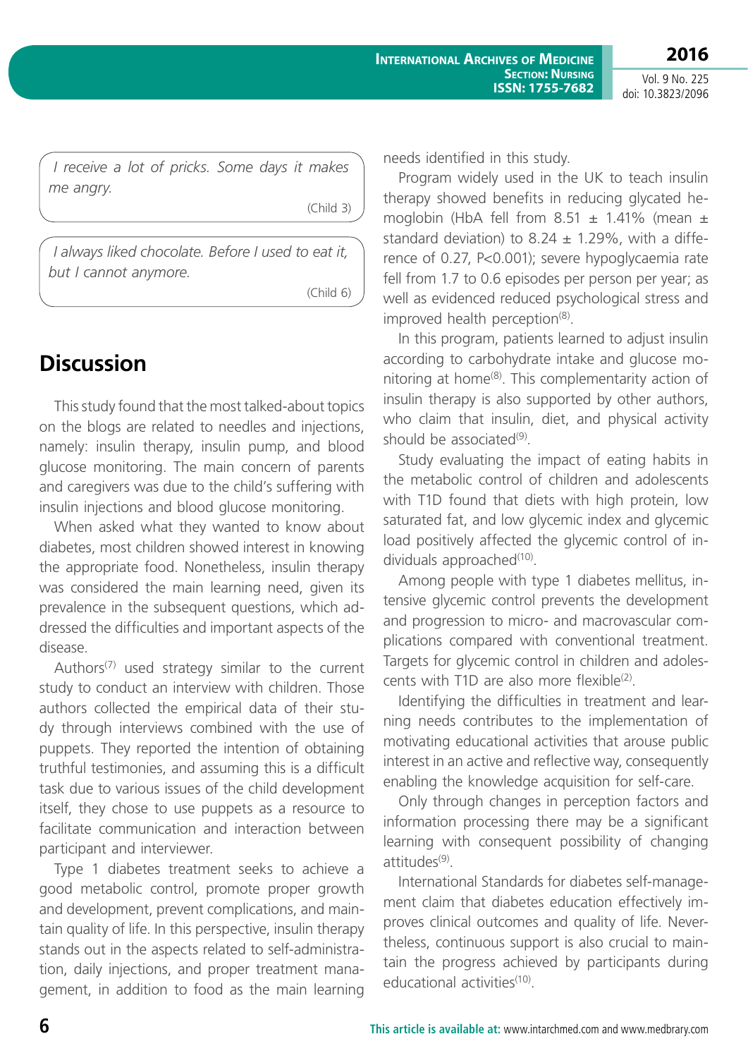> *I receive a lot of pricks. Some days it makes me angry.*
>
> (Child 3)

> *I always liked chocolate. Before I used to eat it, but I cannot anymore.*
>
> (Child 6)

## Discussion

This study found that the most talked-about topics on the blogs are related to needles and injections, namely: insulin therapy, insulin pump, and blood glucose monitoring. The main concern of parents and caregivers was due to the child's suffering with insulin injections and blood glucose monitoring.

When asked what they wanted to know about diabetes, most children showed interest in knowing the appropriate food. Nonetheless, insulin therapy was considered the main learning need, given its prevalence in the subsequent questions, which addressed the difficulties and important aspects of the disease.

Authors[7] used strategy similar to the current study to conduct an interview with children. Those authors collected the empirical data of their study through interviews combined with the use of puppets. They reported the intention of obtaining truthful testimonies, and assuming this is a difficult task due to various issues of the child development itself, they chose to use puppets as a resource to facilitate communication and interaction between participant and interviewer.

Type 1 diabetes treatment seeks to achieve a good metabolic control, promote proper growth and development, prevent complications, and maintain quality of life. In this perspective, insulin therapy stands out in the aspects related to self-administration, daily injections, and proper treatment management, in addition to food as the main learning needs identified in this study.

Program widely used in the UK to teach insulin therapy showed benefits in reducing glycated hemoglobin (HbA fell from 8.51 ± 1.41% (mean ± standard deviation) to 8.24 ± 1.29%, with a difference of 0.27, $P<0.001$); severe hypoglycaemia rate fell from 1.7 to 0.6 episodes per person per year; as well as evidenced reduced psychological stress and improved health perception[8].

In this program, patients learned to adjust insulin according to carbohydrate intake and glucose monitoring at home[8]. This complementarity action of insulin therapy is also supported by other authors, who claim that insulin, diet, and physical activity should be associated[9].

Study evaluating the impact of eating habits in the metabolic control of children and adolescents with T1D found that diets with high protein, low saturated fat, and low glycemic index and glycemic load positively affected the glycemic control of individuals approached[10].

Among people with type 1 diabetes mellitus, intensive glycemic control prevents the development and progression to micro- and macrovascular complications compared with conventional treatment. Targets for glycemic control in children and adolescents with T1D are also more flexible[2].

Identifying the difficulties in treatment and learning needs contributes to the implementation of motivating educational activities that arouse public interest in an active and reflective way, consequently enabling the knowledge acquisition for self-care.

Only through changes in perception factors and information processing there may be a significant learning with consequent possibility of changing attitudes[9].

International Standards for diabetes self-management claim that diabetes education effectively improves clinical outcomes and quality of life. Nevertheless, continuous support is also crucial to maintain the progress achieved by participants during educational activities[10].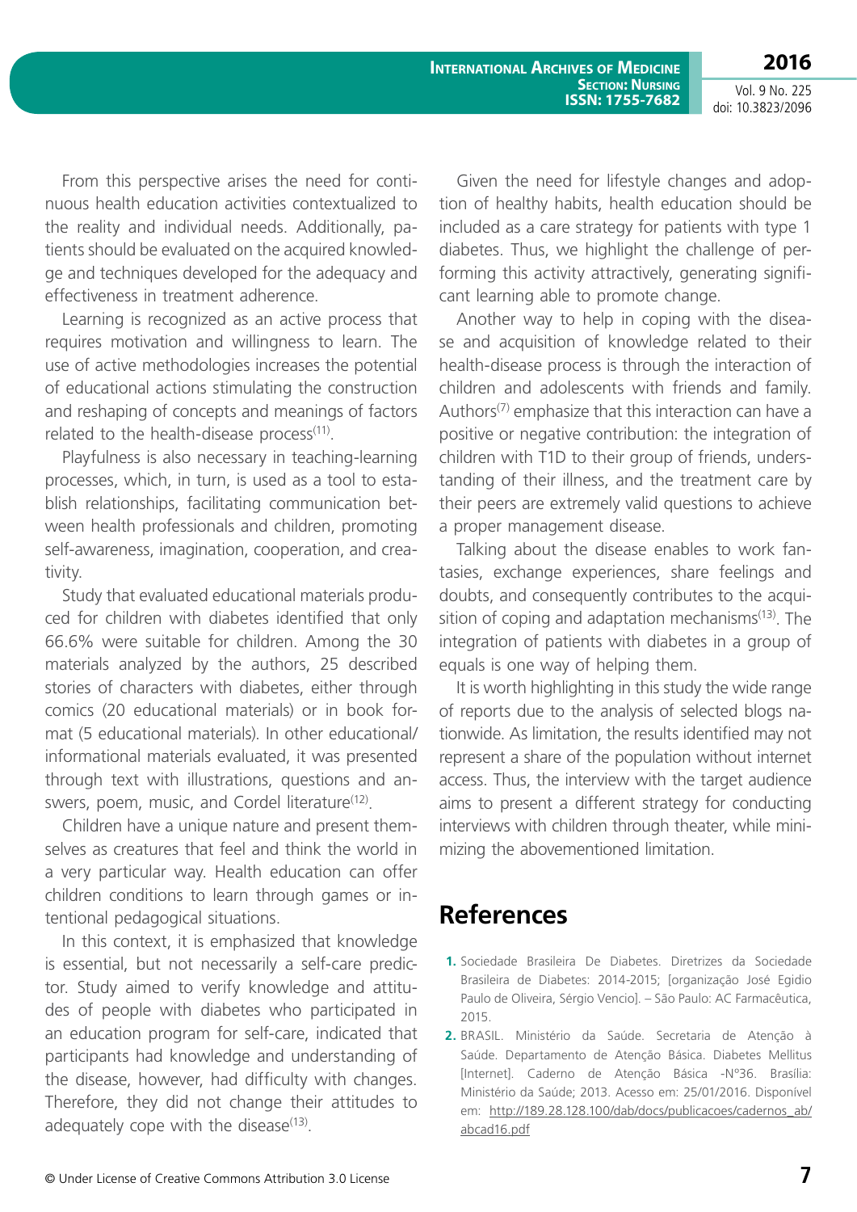From this perspective arises the need for continuous health education activities contextualized to the reality and individual needs. Additionally, patients should be evaluated on the acquired knowledge and techniques developed for the adequacy and effectiveness in treatment adherence.

Learning is recognized as an active process that requires motivation and willingness to learn. The use of active methodologies increases the potential of educational actions stimulating the construction and reshaping of concepts and meanings of factors related to the health-disease process[11].

Playfulness is also necessary in teaching-learning processes, which, in turn, is used as a tool to establish relationships, facilitating communication between health professionals and children, promoting self-awareness, imagination, cooperation, and creativity.

Study that evaluated educational materials produced for children with diabetes identified that only 66.6% were suitable for children. Among the 30 materials analyzed by the authors, 25 described stories of characters with diabetes, either through comics (20 educational materials) or in book format (5 educational materials). In other educational/informational materials evaluated, it was presented through text with illustrations, questions and answers, poem, music, and Cordel literature[12].

Children have a unique nature and present themselves as creatures that feel and think the world in a very particular way. Health education can offer children conditions to learn through games or intentional pedagogical situations.

In this context, it is emphasized that knowledge is essential, but not necessarily a self-care predictor. Study aimed to verify knowledge and attitudes of people with diabetes who participated in an education program for self-care, indicated that participants had knowledge and understanding of the disease, however, had difficulty with changes. Therefore, they did not change their attitudes to adequately cope with the disease[13].

Given the need for lifestyle changes and adoption of healthy habits, health education should be included as a care strategy for patients with type 1 diabetes. Thus, we highlight the challenge of performing this activity attractively, generating significant learning able to promote change.

Another way to help in coping with the disease and acquisition of knowledge related to their health-disease process is through the interaction of children and adolescents with friends and family. Authors[7] emphasize that this interaction can have a positive or negative contribution: the integration of children with T1D to their group of friends, understanding of their illness, and the treatment care by their peers are extremely valid questions to achieve a proper management disease.

Talking about the disease enables to work fantasies, exchange experiences, share feelings and doubts, and consequently contributes to the acquisition of coping and adaptation mechanisms[13]. The integration of patients with diabetes in a group of equals is one way of helping them.

It is worth highlighting in this study the wide range of reports due to the analysis of selected blogs nationwide. As limitation, the results identified may not represent a share of the population without internet access. Thus, the interview with the target audience aims to present a different strategy for conducting interviews with children through theater, while minimizing the abovementioned limitation.

## References

1. Sociedade Brasileira De Diabetes. Diretrizes da Sociedade Brasileira de Diabetes: 2014-2015; [organização José Egidio Paulo de Oliveira, Sérgio Vencio]. – São Paulo: AC Farmacêutica, 2015.
2. BRASIL. Ministério da Saúde. Secretaria de Atenção à Saúde. Departamento de Atenção Básica. Diabetes Mellitus [Internet]. Caderno de Atenção Básica -Nº36. Brasília: Ministério da Saúde; 2013. Acesso em: 25/01/2016. Disponível em: http://189.28.128.100/dab/docs/publicacoes/cadernos_ab/abcad16.pdf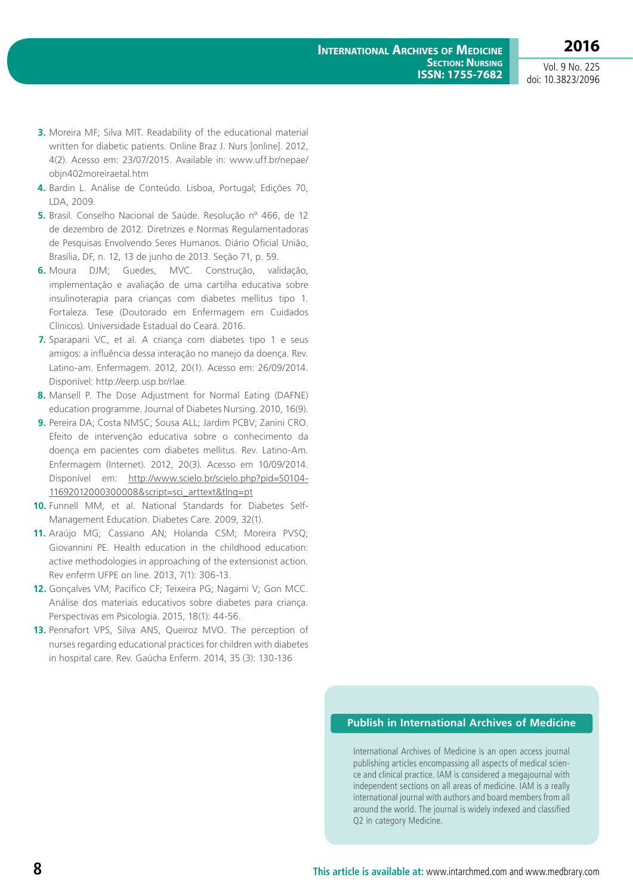3. Moreira MF; Silva MIT. Readability of the educational material written for diabetic patients. Online Braz J. Nurs [online]. 2012, 4(2). Acesso em: 23/07/2015. Available in: www.uff.br/nepae/objn402moreiraetal.htm
4. Bardin L. Análise de Conteúdo. Lisboa, Portugal; Edições 70, LDA, 2009.
5. Brasil. Conselho Nacional de Saúde. Resolução nº 466, de 12 de dezembro de 2012. Diretrizes e Normas Regulamentadoras de Pesquisas Envolvendo Seres Humanos. Diário Oficial União, Brasília, DF, n. 12, 13 de junho de 2013. Seção 71, p. 59.
6. Moura DJM; Guedes, MVC. Construção, validação, implementação e avaliação de uma cartilha educativa sobre insulinoterapia para crianças com diabetes mellitus tipo 1. Fortaleza. Tese (Doutorado em Enfermagem em Cuidados Clínicos). Universidade Estadual do Ceará. 2016.
7. Sparapani VC, et al. A criança com diabetes tipo 1 e seus amigos: a influência dessa interação no manejo da doença. Rev. Latino-am. Enfermagem. 2012, 20(1). Acesso em: 26/09/2014. Disponível: http://eerp.usp.br/rlae.
8. Mansell P. The Dose Adjustment for Normal Eating (DAFNE) education programme. Journal of Diabetes Nursing. 2010, 16(9).
9. Pereira DA; Costa NMSC; Sousa ALL; Jardim PCBV; Zanini CRO. Efeito de intervenção educativa sobre o conhecimento da doença em pacientes com diabetes mellitus. Rev. Latino-Am. Enfermagem (Internet). 2012, 20(3). Acesso em 10/09/2014. Disponível em: http://www.scielo.br/scielo.php?pid=S0104-11692012000300008&script=sci_arttext&tlng=pt
10. Funnell MM, et al. National Standards for Diabetes Self-Management Education. Diabetes Care. 2009, 32(1).
11. Araújo MG; Cassiano AN; Holanda CSM; Moreira PVSQ; Giovannini PE. Health education in the childhood education: active methodologies in approaching of the extensionist action. Rev enferm UFPE on line. 2013, 7(1): 306-13.
12. Gonçalves VM; Pacífico CF; Teixeira PG; Nagami V; Gon MCC. Análise dos materiais educativos sobre diabetes para criança. Perspectivas em Psicologia. 2015, 18(1): 44-56.
13. Pennafort VPS, Silva ANS, Queiroz MVO. The perception of nurses regarding educational practices for children with diabetes in hospital care. Rev. Gaúcha Enferm. 2014, 35 (3): 130-136

**Publish in International Archives of Medicine**

International Archives of Medicine is an open access journal publishing articles encompassing all aspects of medical science and clinical practice. IAM is considered a megajournal with independent sections on all areas of medicine. IAM is a really international journal with authors and board members from all around the world. The journal is widely indexed and classified Q2 in category Medicine.